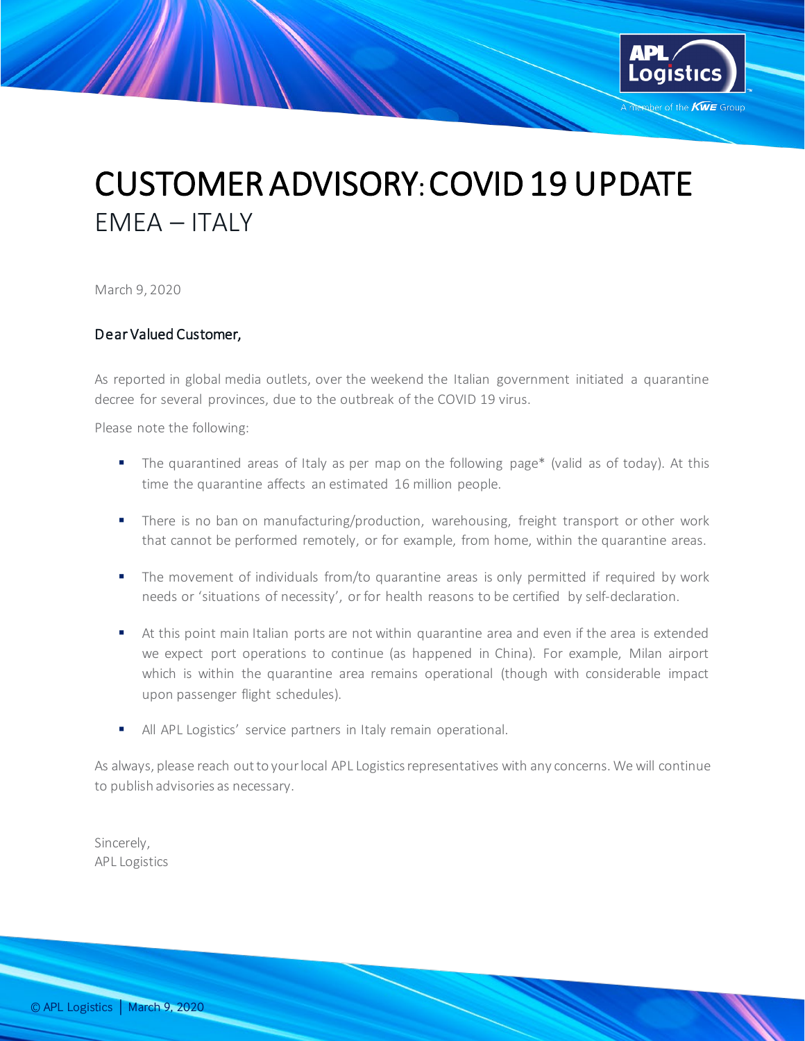# CUSTOMER ADVISORY: COVID 19 UPDATE

## EMEA – ITALY

March 9, 2020

**Dear Valued Customer,**

As reported in global media outlets, over the weekend the Italian government initiated a quarantine decree for several provinces, due to the outbreak of the COVID 19 virus.

Please note the following:

- The quarantined areas of Italy as per map on the following page* (valid as of today). At this time the quarantine affects an estimated 16 million people.
- There is no ban on manufacturing/production, warehousing, freight transport or other work that cannot be performed remotely, or for example, from home, within the quarantine areas.
- The movement of individuals from/to quarantine areas is only permitted if required by work needs or 'situations of necessity', or for health reasons to be certified by self-declaration.
- At this point main Italian ports are not within quarantine area and even if the area is extended we expect port operations to continue (as happened in China). For example, Milan airport which is within the quarantine area remains operational (though with considerable impact upon passenger flight schedules).
- All APL Logistics' service partners in Italy remain operational.

As always, please reach out to your local APL Logistics representatives with any concerns. We will continue to publish advisories as necessary.

Sincerely,
APL Logistics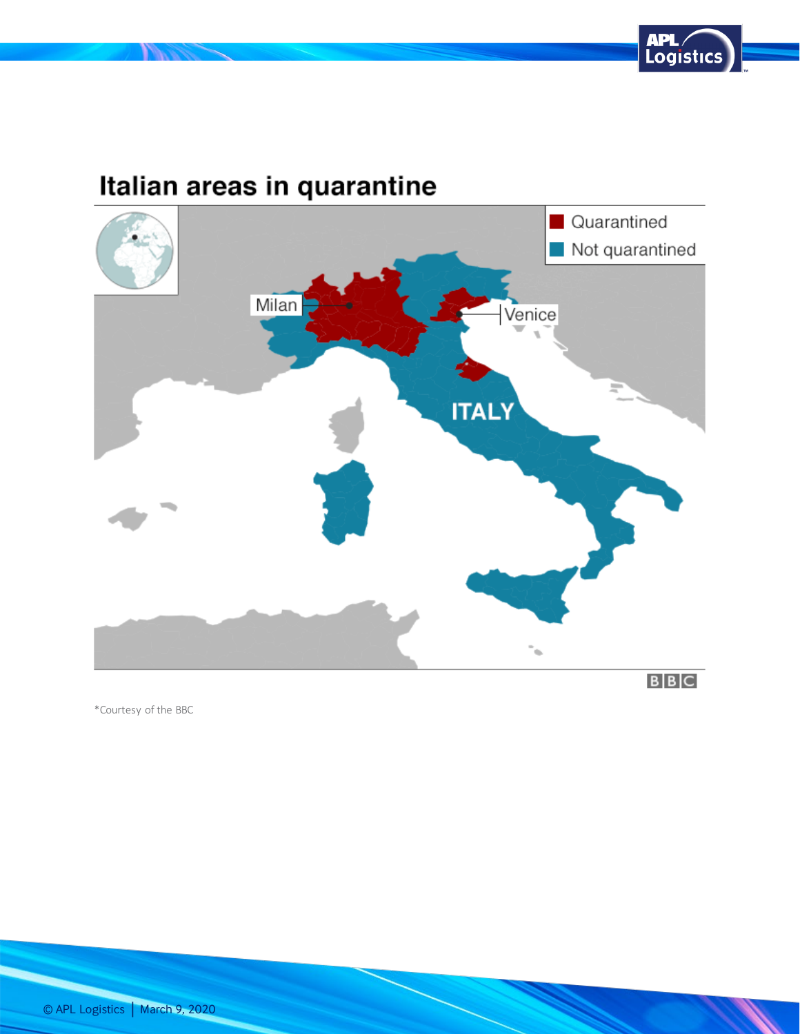## Italian areas in quarantine

Quarantined

Not quarantined

Milan

Venice

ITALY

BBC

*Courtesy of the BBC